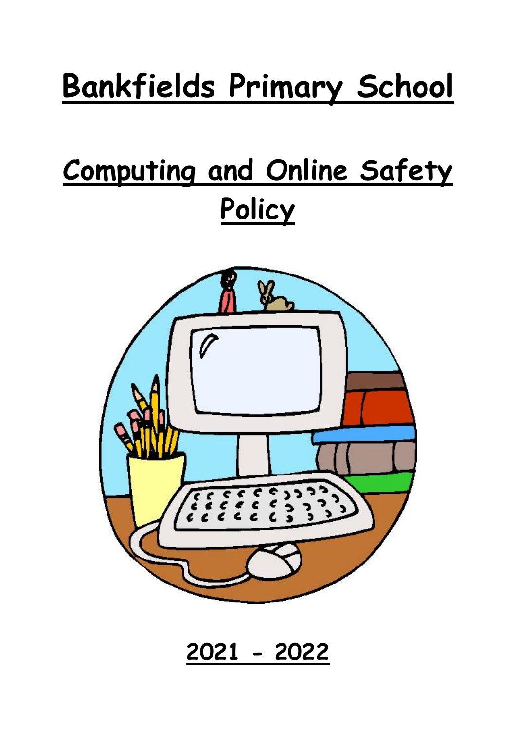# Bankfields Primary School

# Computing and Online Safety Policy

**2021 - 2022**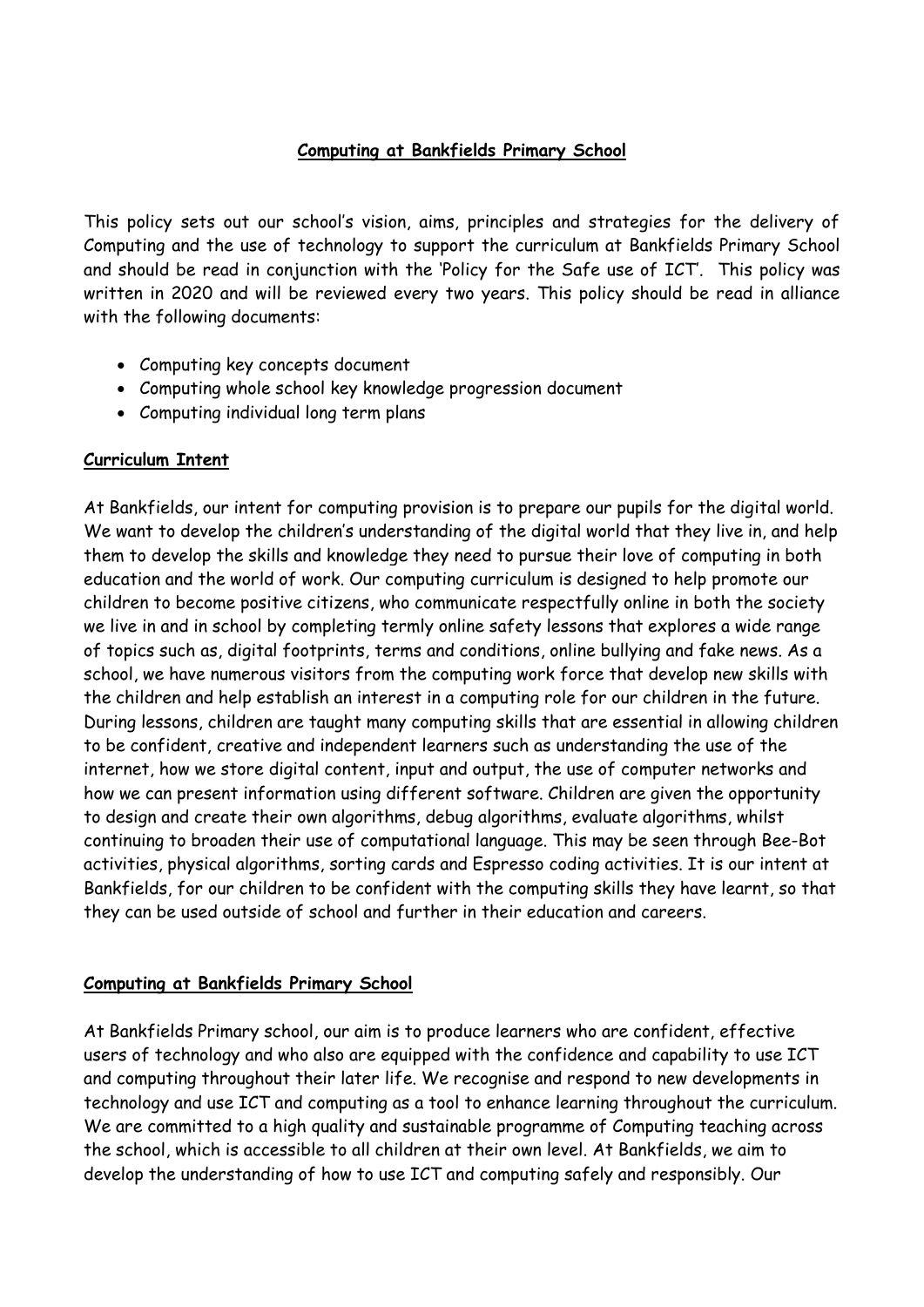## Computing at Bankfields Primary School

This policy sets out our school's vision, aims, principles and strategies for the delivery of Computing and the use of technology to support the curriculum at Bankfields Primary School and should be read in conjunction with the 'Policy for the Safe use of ICT'. This policy was written in 2020 and will be reviewed every two years. This policy should be read in alliance with the following documents:

- Computing key concepts document
- Computing whole school key knowledge progression document
- Computing individual long term plans

### Curriculum Intent

At Bankfields, our intent for computing provision is to prepare our pupils for the digital world. We want to develop the children's understanding of the digital world that they live in, and help them to develop the skills and knowledge they need to pursue their love of computing in both education and the world of work. Our computing curriculum is designed to help promote our children to become positive citizens, who communicate respectfully online in both the society we live in and in school by completing termly online safety lessons that explores a wide range of topics such as, digital footprints, terms and conditions, online bullying and fake news. As a school, we have numerous visitors from the computing work force that develop new skills with the children and help establish an interest in a computing role for our children in the future. During lessons, children are taught many computing skills that are essential in allowing children to be confident, creative and independent learners such as understanding the use of the internet, how we store digital content, input and output, the use of computer networks and how we can present information using different software. Children are given the opportunity to design and create their own algorithms, debug algorithms, evaluate algorithms, whilst continuing to broaden their use of computational language. This may be seen through Bee-Bot activities, physical algorithms, sorting cards and Espresso coding activities. It is our intent at Bankfields, for our children to be confident with the computing skills they have learnt, so that they can be used outside of school and further in their education and careers.

### Computing at Bankfields Primary School

At Bankfields Primary school, our aim is to produce learners who are confident, effective users of technology and who also are equipped with the confidence and capability to use ICT and computing throughout their later life. We recognise and respond to new developments in technology and use ICT and computing as a tool to enhance learning throughout the curriculum. We are committed to a high quality and sustainable programme of Computing teaching across the school, which is accessible to all children at their own level. At Bankfields, we aim to develop the understanding of how to use ICT and computing safely and responsibly. Our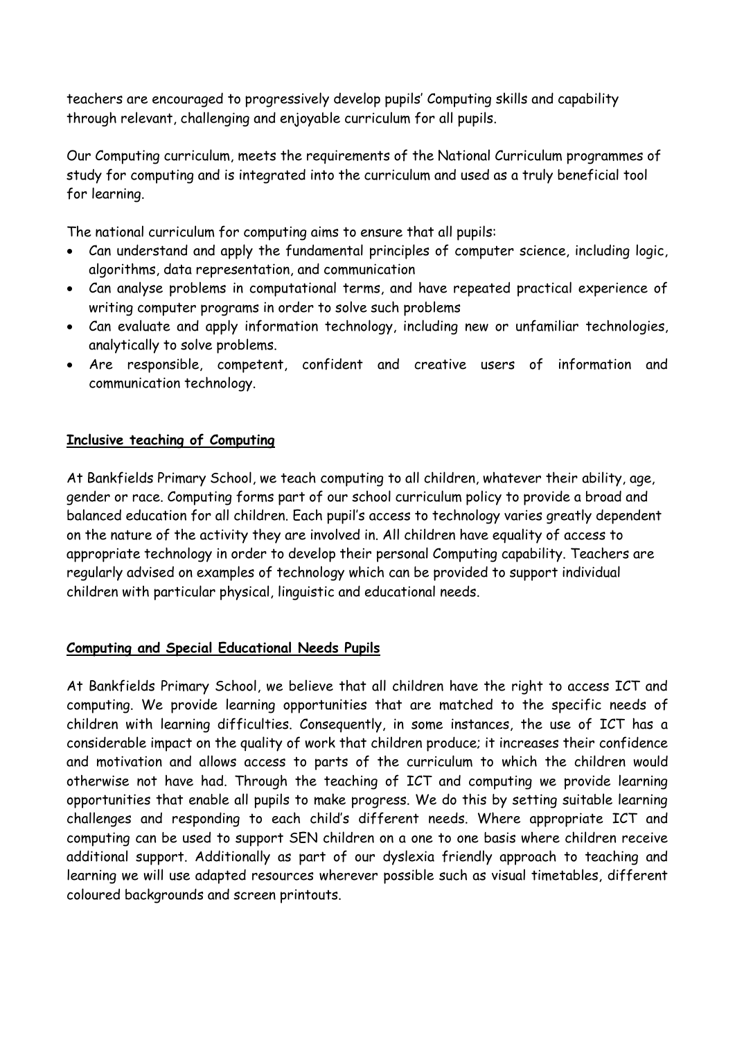teachers are encouraged to progressively develop pupils' Computing skills and capability through relevant, challenging and enjoyable curriculum for all pupils.

Our Computing curriculum, meets the requirements of the National Curriculum programmes of study for computing and is integrated into the curriculum and used as a truly beneficial tool for learning.

The national curriculum for computing aims to ensure that all pupils:

- Can understand and apply the fundamental principles of computer science, including logic, algorithms, data representation, and communication
- Can analyse problems in computational terms, and have repeated practical experience of writing computer programs in order to solve such problems
- Can evaluate and apply information technology, including new or unfamiliar technologies, analytically to solve problems.
- Are responsible, competent, confident and creative users of information and communication technology.

**Inclusive teaching of Computing**

At Bankfields Primary School, we teach computing to all children, whatever their ability, age, gender or race. Computing forms part of our school curriculum policy to provide a broad and balanced education for all children. Each pupil's access to technology varies greatly dependent on the nature of the activity they are involved in. All children have equality of access to appropriate technology in order to develop their personal Computing capability. Teachers are regularly advised on examples of technology which can be provided to support individual children with particular physical, linguistic and educational needs.

**Computing and Special Educational Needs Pupils**

At Bankfields Primary School, we believe that all children have the right to access ICT and computing. We provide learning opportunities that are matched to the specific needs of children with learning difficulties. Consequently, in some instances, the use of ICT has a considerable impact on the quality of work that children produce; it increases their confidence and motivation and allows access to parts of the curriculum to which the children would otherwise not have had. Through the teaching of ICT and computing we provide learning opportunities that enable all pupils to make progress. We do this by setting suitable learning challenges and responding to each child's different needs. Where appropriate ICT and computing can be used to support SEN children on a one to one basis where children receive additional support. Additionally as part of our dyslexia friendly approach to teaching and learning we will use adapted resources wherever possible such as visual timetables, different coloured backgrounds and screen printouts.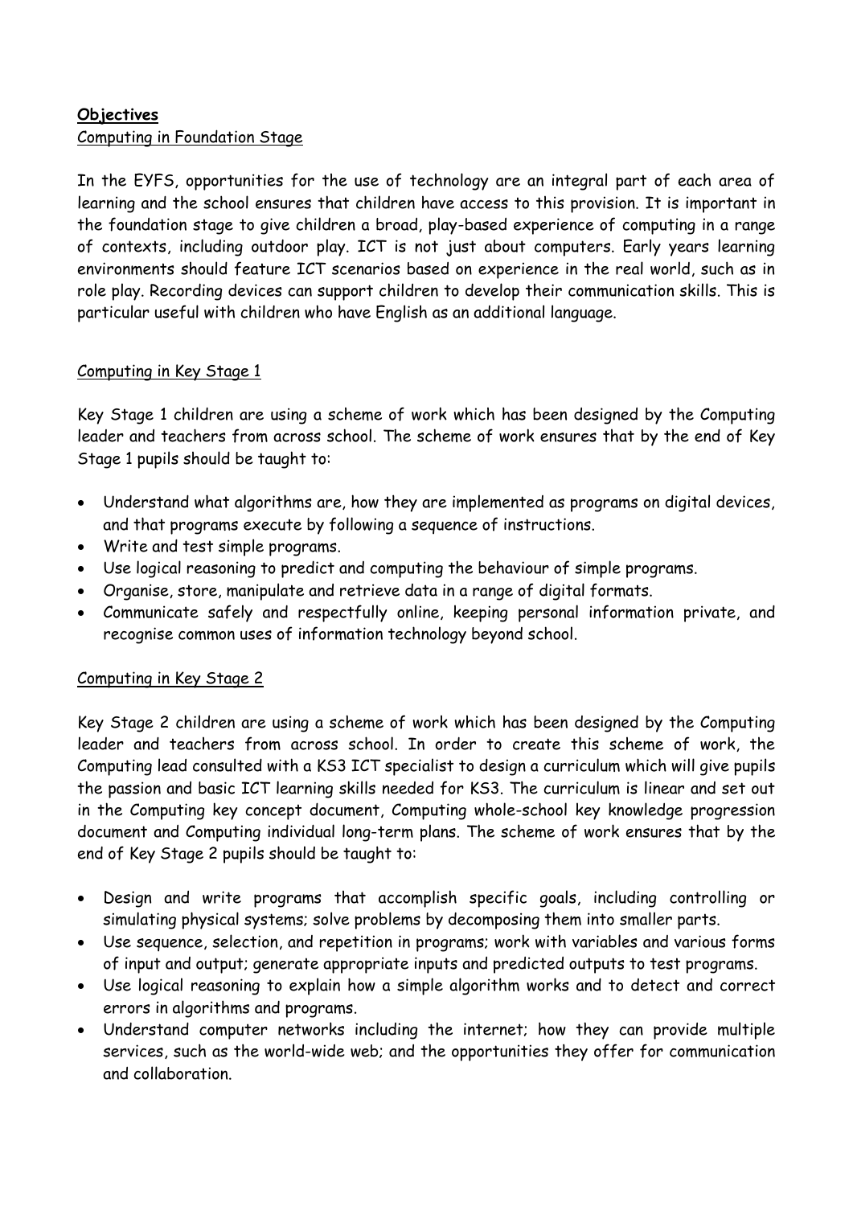**Objectives**

Computing in Foundation Stage

In the EYFS, opportunities for the use of technology are an integral part of each area of learning and the school ensures that children have access to this provision. It is important in the foundation stage to give children a broad, play-based experience of computing in a range of contexts, including outdoor play. ICT is not just about computers. Early years learning environments should feature ICT scenarios based on experience in the real world, such as in role play. Recording devices can support children to develop their communication skills. This is particular useful with children who have English as an additional language.

Computing in Key Stage 1

Key Stage 1 children are using a scheme of work which has been designed by the Computing leader and teachers from across school. The scheme of work ensures that by the end of Key Stage 1 pupils should be taught to:

- Understand what algorithms are, how they are implemented as programs on digital devices, and that programs execute by following a sequence of instructions.
- Write and test simple programs.
- Use logical reasoning to predict and computing the behaviour of simple programs.
- Organise, store, manipulate and retrieve data in a range of digital formats.
- Communicate safely and respectfully online, keeping personal information private, and recognise common uses of information technology beyond school.

Computing in Key Stage 2

Key Stage 2 children are using a scheme of work which has been designed by the Computing leader and teachers from across school. In order to create this scheme of work, the Computing lead consulted with a KS3 ICT specialist to design a curriculum which will give pupils the passion and basic ICT learning skills needed for KS3. The curriculum is linear and set out in the Computing key concept document, Computing whole-school key knowledge progression document and Computing individual long-term plans. The scheme of work ensures that by the end of Key Stage 2 pupils should be taught to:

- Design and write programs that accomplish specific goals, including controlling or simulating physical systems; solve problems by decomposing them into smaller parts.
- Use sequence, selection, and repetition in programs; work with variables and various forms of input and output; generate appropriate inputs and predicted outputs to test programs.
- Use logical reasoning to explain how a simple algorithm works and to detect and correct errors in algorithms and programs.
- Understand computer networks including the internet; how they can provide multiple services, such as the world-wide web; and the opportunities they offer for communication and collaboration.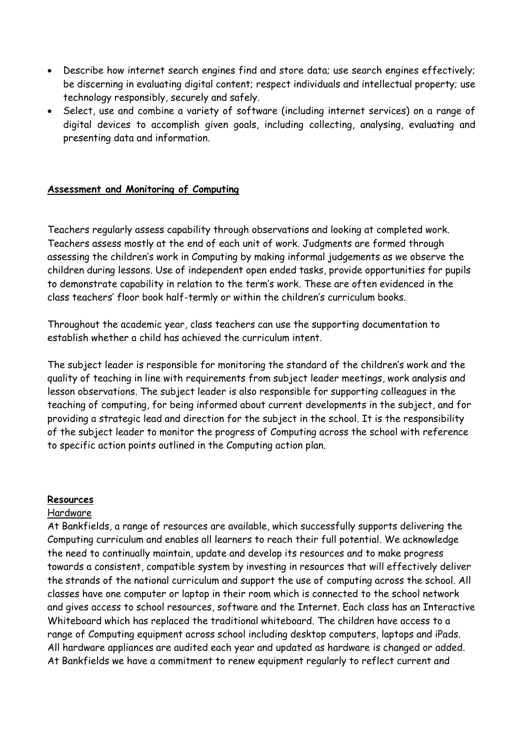- Describe how internet search engines find and store data; use search engines effectively; be discerning in evaluating digital content; respect individuals and intellectual property; use technology responsibly, securely and safely.
- Select, use and combine a variety of software (including internet services) on a range of digital devices to accomplish given goals, including collecting, analysing, evaluating and presenting data and information.

## Assessment and Monitoring of Computing

Teachers regularly assess capability through observations and looking at completed work. Teachers assess mostly at the end of each unit of work. Judgments are formed through assessing the children's work in Computing by making informal judgements as we observe the children during lessons. Use of independent open ended tasks, provide opportunities for pupils to demonstrate capability in relation to the term's work. These are often evidenced in the class teachers' floor book half-termly or within the children's curriculum books.

Throughout the academic year, class teachers can use the supporting documentation to establish whether a child has achieved the curriculum intent.

The subject leader is responsible for monitoring the standard of the children's work and the quality of teaching in line with requirements from subject leader meetings, work analysis and lesson observations. The subject leader is also responsible for supporting colleagues in the teaching of computing, for being informed about current developments in the subject, and for providing a strategic lead and direction for the subject in the school. It is the responsibility of the subject leader to monitor the progress of Computing across the school with reference to specific action points outlined in the Computing action plan.

## Resources

### Hardware

At Bankfields, a range of resources are available, which successfully supports delivering the Computing curriculum and enables all learners to reach their full potential. We acknowledge the need to continually maintain, update and develop its resources and to make progress towards a consistent, compatible system by investing in resources that will effectively deliver the strands of the national curriculum and support the use of computing across the school. All classes have one computer or laptop in their room which is connected to the school network and gives access to school resources, software and the Internet. Each class has an Interactive Whiteboard which has replaced the traditional whiteboard. The children have access to a range of Computing equipment across school including desktop computers, laptops and iPads. All hardware appliances are audited each year and updated as hardware is changed or added. At Bankfields we have a commitment to renew equipment regularly to reflect current and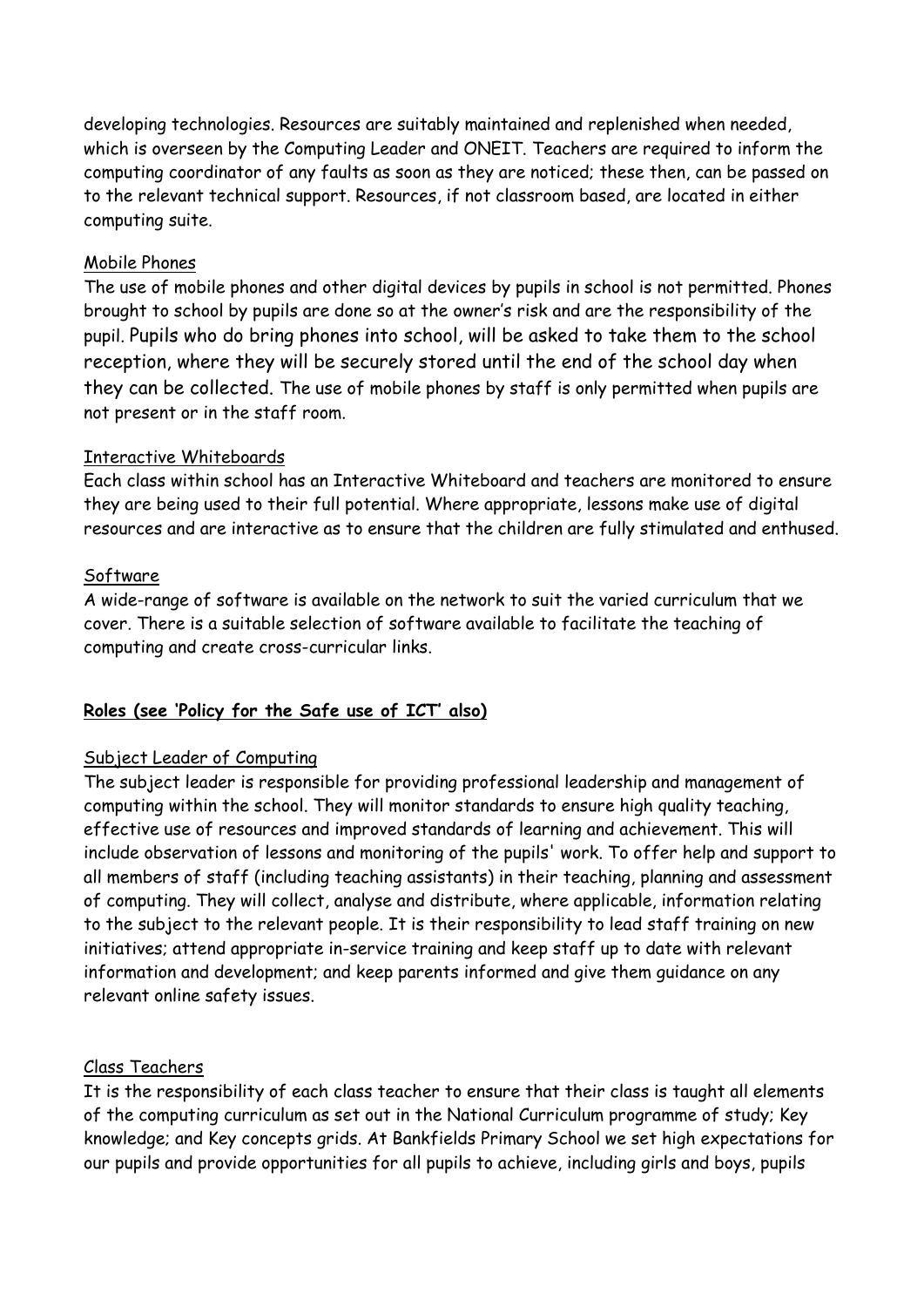developing technologies. Resources are suitably maintained and replenished when needed, which is overseen by the Computing Leader and ONEIT. Teachers are required to inform the computing coordinator of any faults as soon as they are noticed; these then, can be passed on to the relevant technical support. Resources, if not classroom based, are located in either computing suite.

Mobile Phones

The use of mobile phones and other digital devices by pupils in school is not permitted. Phones brought to school by pupils are done so at the owner's risk and are the responsibility of the pupil. Pupils who do bring phones into school, will be asked to take them to the school reception, where they will be securely stored until the end of the school day when they can be collected. The use of mobile phones by staff is only permitted when pupils are not present or in the staff room.

Interactive Whiteboards

Each class within school has an Interactive Whiteboard and teachers are monitored to ensure they are being used to their full potential. Where appropriate, lessons make use of digital resources and are interactive as to ensure that the children are fully stimulated and enthused.

Software

A wide-range of software is available on the network to suit the varied curriculum that we cover. There is a suitable selection of software available to facilitate the teaching of computing and create cross-curricular links.

**Roles (see 'Policy for the Safe use of ICT' also)**

Subject Leader of Computing

The subject leader is responsible for providing professional leadership and management of computing within the school. They will monitor standards to ensure high quality teaching, effective use of resources and improved standards of learning and achievement. This will include observation of lessons and monitoring of the pupils' work. To offer help and support to all members of staff (including teaching assistants) in their teaching, planning and assessment of computing. They will collect, analyse and distribute, where applicable, information relating to the subject to the relevant people. It is their responsibility to lead staff training on new initiatives; attend appropriate in-service training and keep staff up to date with relevant information and development; and keep parents informed and give them guidance on any relevant online safety issues.

Class Teachers

It is the responsibility of each class teacher to ensure that their class is taught all elements of the computing curriculum as set out in the National Curriculum programme of study; Key knowledge; and Key concepts grids. At Bankfields Primary School we set high expectations for our pupils and provide opportunities for all pupils to achieve, including girls and boys, pupils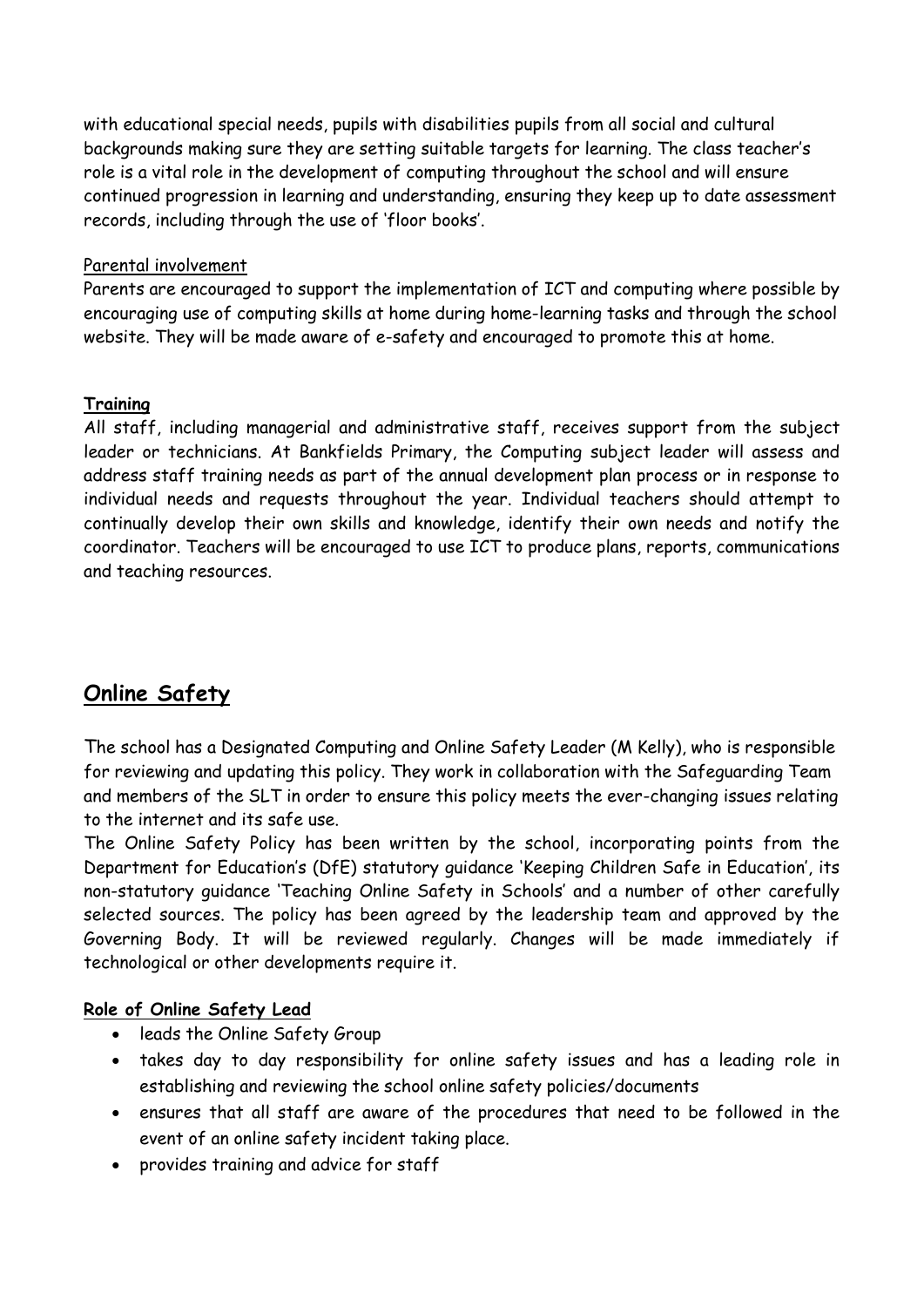with educational special needs, pupils with disabilities pupils from all social and cultural backgrounds making sure they are setting suitable targets for learning. The class teacher's role is a vital role in the development of computing throughout the school and will ensure continued progression in learning and understanding, ensuring they keep up to date assessment records, including through the use of 'floor books'.

Parental involvement

Parents are encouraged to support the implementation of ICT and computing where possible by encouraging use of computing skills at home during home-learning tasks and through the school website. They will be made aware of e-safety and encouraged to promote this at home.

**Training**

All staff, including managerial and administrative staff, receives support from the subject leader or technicians. At Bankfields Primary, the Computing subject leader will assess and address staff training needs as part of the annual development plan process or in response to individual needs and requests throughout the year. Individual teachers should attempt to continually develop their own skills and knowledge, identify their own needs and notify the coordinator. Teachers will be encouraged to use ICT to produce plans, reports, communications and teaching resources.

## Online Safety

The school has a Designated Computing and Online Safety Leader (M Kelly), who is responsible for reviewing and updating this policy. They work in collaboration with the Safeguarding Team and members of the SLT in order to ensure this policy meets the ever-changing issues relating to the internet and its safe use.

The Online Safety Policy has been written by the school, incorporating points from the Department for Education's (DfE) statutory guidance 'Keeping Children Safe in Education', its non-statutory guidance 'Teaching Online Safety in Schools' and a number of other carefully selected sources. The policy has been agreed by the leadership team and approved by the Governing Body. It will be reviewed regularly. Changes will be made immediately if technological or other developments require it.

**Role of Online Safety Lead**

- leads the Online Safety Group
- takes day to day responsibility for online safety issues and has a leading role in establishing and reviewing the school online safety policies/documents
- ensures that all staff are aware of the procedures that need to be followed in the event of an online safety incident taking place.
- provides training and advice for staff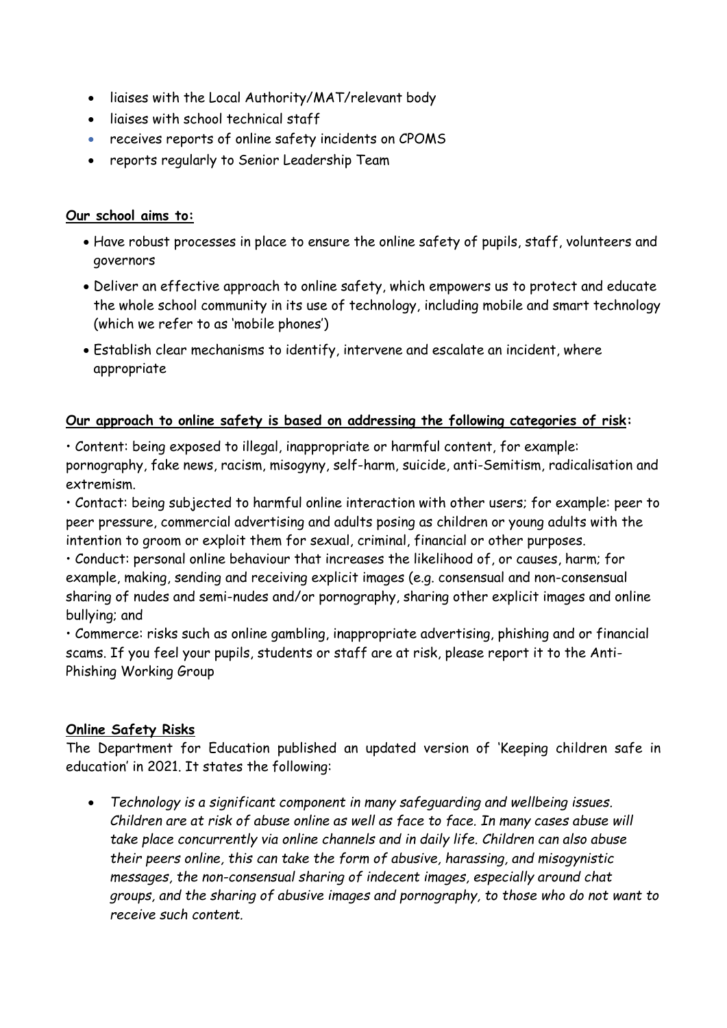- liaises with the Local Authority/MAT/relevant body
- liaises with school technical staff
- receives reports of online safety incidents on CPOMS
- reports regularly to Senior Leadership Team

**Our school aims to:**

- Have robust processes in place to ensure the online safety of pupils, staff, volunteers and governors
- Deliver an effective approach to online safety, which empowers us to protect and educate the whole school community in its use of technology, including mobile and smart technology (which we refer to as 'mobile phones')
- Establish clear mechanisms to identify, intervene and escalate an incident, where appropriate

**Our approach to online safety is based on addressing the following categories of risk:**

• Content: being exposed to illegal, inappropriate or harmful content, for example: pornography, fake news, racism, misogyny, self-harm, suicide, anti-Semitism, radicalisation and extremism.
• Contact: being subjected to harmful online interaction with other users; for example: peer to peer pressure, commercial advertising and adults posing as children or young adults with the intention to groom or exploit them for sexual, criminal, financial or other purposes.
• Conduct: personal online behaviour that increases the likelihood of, or causes, harm; for example, making, sending and receiving explicit images (e.g. consensual and non-consensual sharing of nudes and semi-nudes and/or pornography, sharing other explicit images and online bullying; and
• Commerce: risks such as online gambling, inappropriate advertising, phishing and or financial scams. If you feel your pupils, students or staff are at risk, please report it to the Anti-Phishing Working Group

**Online Safety Risks**

The Department for Education published an updated version of 'Keeping children safe in education' in 2021. It states the following:

- *Technology is a significant component in many safeguarding and wellbeing issues. Children are at risk of abuse online as well as face to face. In many cases abuse will take place concurrently via online channels and in daily life. Children can also abuse their peers online, this can take the form of abusive, harassing, and misogynistic messages, the non-consensual sharing of indecent images, especially around chat groups, and the sharing of abusive images and pornography, to those who do not want to receive such content.*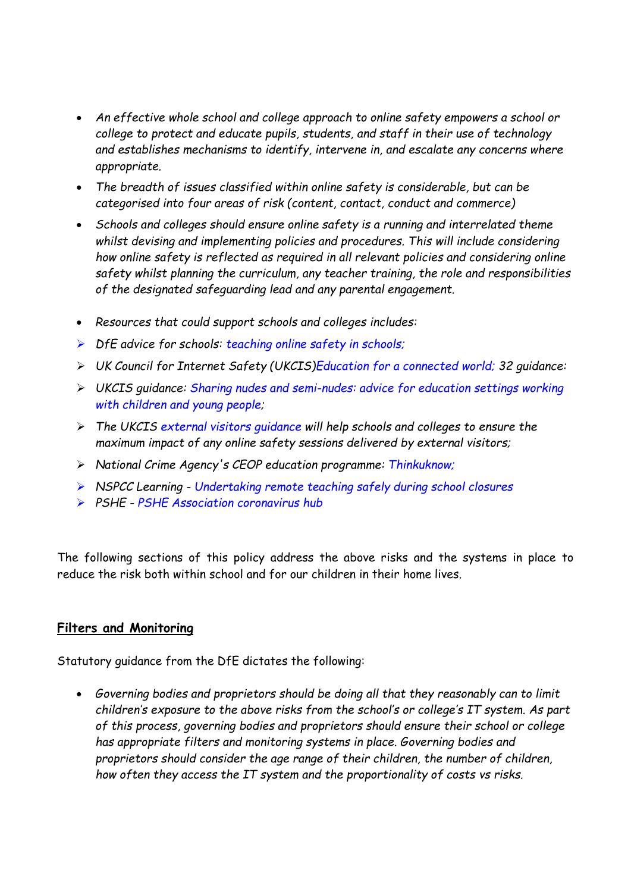- *An effective whole school and college approach to online safety empowers a school or college to protect and educate pupils, students, and staff in their use of technology and establishes mechanisms to identify, intervene in, and escalate any concerns where appropriate.*
- *The breadth of issues classified within online safety is considerable, but can be categorised into four areas of risk (content, contact, conduct and commerce)*
- *Schools and colleges should ensure online safety is a running and interrelated theme whilst devising and implementing policies and procedures. This will include considering how online safety is reflected as required in all relevant policies and considering online safety whilst planning the curriculum, any teacher training, the role and responsibilities of the designated safeguarding lead and any parental engagement.*

- *Resources that could support schools and colleges includes:*
  - *DfE advice for schools: teaching online safety in schools;*
  - *UK Council for Internet Safety (UKCIS)Education for a connected world; 32 guidance:*
  - *UKCIS guidance: Sharing nudes and semi-nudes: advice for education settings working with children and young people;*
  - *The UKCIS external visitors guidance will help schools and colleges to ensure the maximum impact of any online safety sessions delivered by external visitors;*
  - *National Crime Agency's CEOP education programme: Thinkuknow;*
  - *NSPCC Learning - Undertaking remote teaching safely during school closures*
  - *PSHE - PSHE Association coronavirus hub*

The following sections of this policy address the above risks and the systems in place to reduce the risk both within school and for our children in their home lives.

## Filters and Monitoring

Statutory guidance from the DfE dictates the following:

- *Governing bodies and proprietors should be doing all that they reasonably can to limit children's exposure to the above risks from the school's or college's IT system. As part of this process, governing bodies and proprietors should ensure their school or college has appropriate filters and monitoring systems in place. Governing bodies and proprietors should consider the age range of their children, the number of children, how often they access the IT system and the proportionality of costs vs risks.*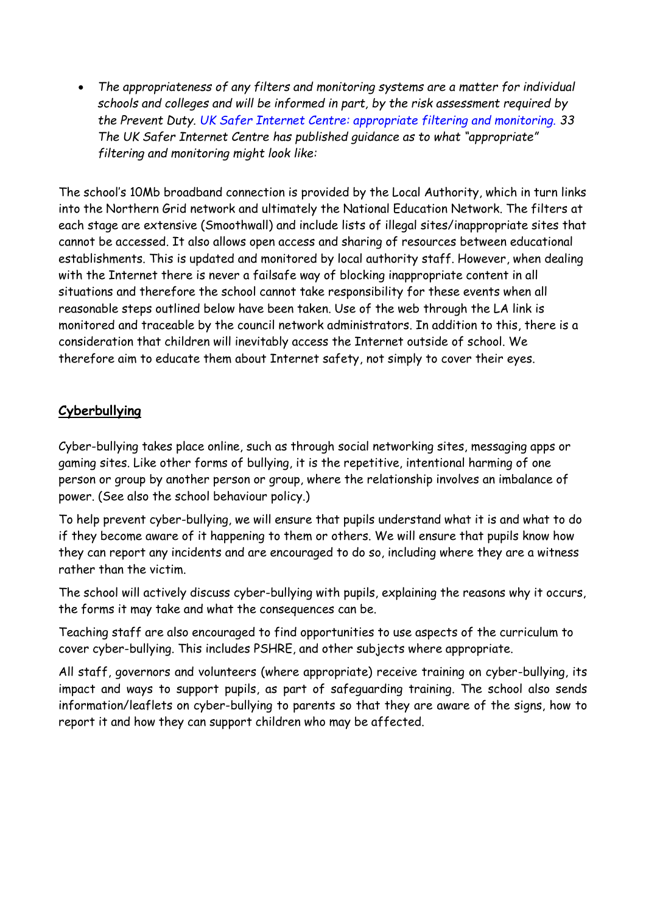- *The appropriateness of any filters and monitoring systems are a matter for individual schools and colleges and will be informed in part, by the risk assessment required by the Prevent Duty. UK Safer Internet Centre: appropriate filtering and monitoring. 33 The UK Safer Internet Centre has published guidance as to what "appropriate" filtering and monitoring might look like:*

The school's 10Mb broadband connection is provided by the Local Authority, which in turn links into the Northern Grid network and ultimately the National Education Network. The filters at each stage are extensive (Smoothwall) and include lists of illegal sites/inappropriate sites that cannot be accessed. It also allows open access and sharing of resources between educational establishments. This is updated and monitored by local authority staff. However, when dealing with the Internet there is never a failsafe way of blocking inappropriate content in all situations and therefore the school cannot take responsibility for these events when all reasonable steps outlined below have been taken. Use of the web through the LA link is monitored and traceable by the council network administrators. In addition to this, there is a consideration that children will inevitably access the Internet outside of school. We therefore aim to educate them about Internet safety, not simply to cover their eyes.

## Cyberbullying

Cyber-bullying takes place online, such as through social networking sites, messaging apps or gaming sites. Like other forms of bullying, it is the repetitive, intentional harming of one person or group by another person or group, where the relationship involves an imbalance of power. (See also the school behaviour policy.)

To help prevent cyber-bullying, we will ensure that pupils understand what it is and what to do if they become aware of it happening to them or others. We will ensure that pupils know how they can report any incidents and are encouraged to do so, including where they are a witness rather than the victim.

The school will actively discuss cyber-bullying with pupils, explaining the reasons why it occurs, the forms it may take and what the consequences can be.

Teaching staff are also encouraged to find opportunities to use aspects of the curriculum to cover cyber-bullying. This includes PSHRE, and other subjects where appropriate.

All staff, governors and volunteers (where appropriate) receive training on cyber-bullying, its impact and ways to support pupils, as part of safeguarding training. The school also sends information/leaflets on cyber-bullying to parents so that they are aware of the signs, how to report it and how they can support children who may be affected.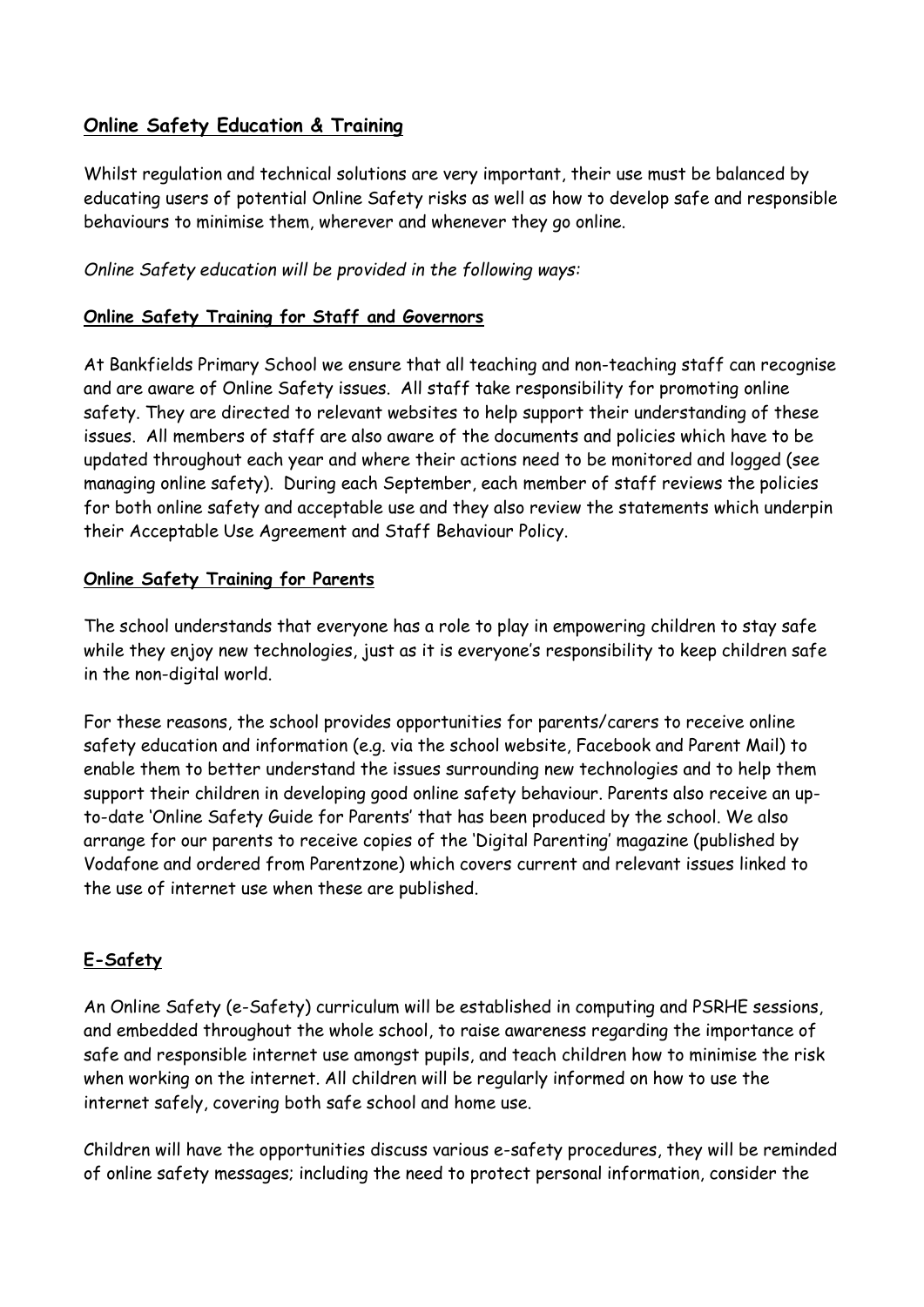## Online Safety Education & Training

Whilst regulation and technical solutions are very important, their use must be balanced by educating users of potential Online Safety risks as well as how to develop safe and responsible behaviours to minimise them, wherever and whenever they go online.

*Online Safety education will be provided in the following ways:*

### Online Safety Training for Staff and Governors

At Bankfields Primary School we ensure that all teaching and non-teaching staff can recognise and are aware of Online Safety issues. All staff take responsibility for promoting online safety. They are directed to relevant websites to help support their understanding of these issues. All members of staff are also aware of the documents and policies which have to be updated throughout each year and where their actions need to be monitored and logged (see managing online safety). During each September, each member of staff reviews the policies for both online safety and acceptable use and they also review the statements which underpin their Acceptable Use Agreement and Staff Behaviour Policy.

### Online Safety Training for Parents

The school understands that everyone has a role to play in empowering children to stay safe while they enjoy new technologies, just as it is everyone's responsibility to keep children safe in the non-digital world.

For these reasons, the school provides opportunities for parents/carers to receive online safety education and information (e.g. via the school website, Facebook and Parent Mail) to enable them to better understand the issues surrounding new technologies and to help them support their children in developing good online safety behaviour. Parents also receive an up-to-date 'Online Safety Guide for Parents' that has been produced by the school. We also arrange for our parents to receive copies of the 'Digital Parenting' magazine (published by Vodafone and ordered from Parentzone) which covers current and relevant issues linked to the use of internet use when these are published.

## E-Safety

An Online Safety (e-Safety) curriculum will be established in computing and PSRHE sessions, and embedded throughout the whole school, to raise awareness regarding the importance of safe and responsible internet use amongst pupils, and teach children how to minimise the risk when working on the internet. All children will be regularly informed on how to use the internet safely, covering both safe school and home use.

Children will have the opportunities discuss various e-safety procedures, they will be reminded of online safety messages; including the need to protect personal information, consider the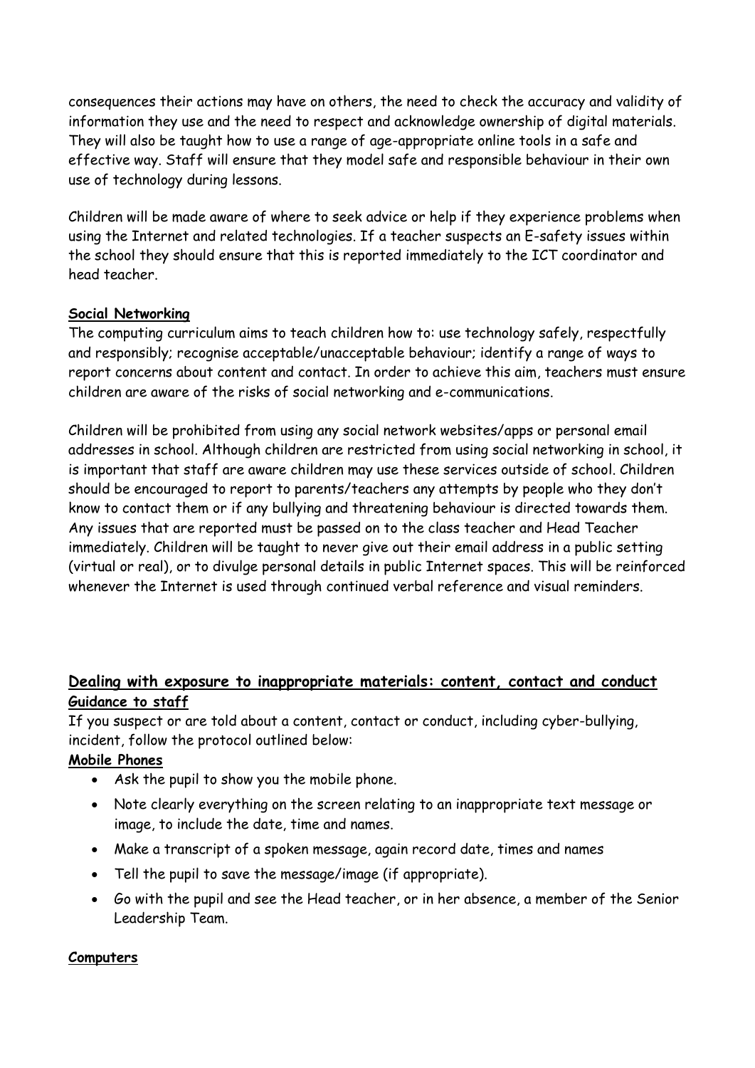consequences their actions may have on others, the need to check the accuracy and validity of information they use and the need to respect and acknowledge ownership of digital materials. They will also be taught how to use a range of age-appropriate online tools in a safe and effective way. Staff will ensure that they model safe and responsible behaviour in their own use of technology during lessons.

Children will be made aware of where to seek advice or help if they experience problems when using the Internet and related technologies. If a teacher suspects an E-safety issues within the school they should ensure that this is reported immediately to the ICT coordinator and head teacher.

**Social Networking**

The computing curriculum aims to teach children how to: use technology safely, respectfully and responsibly; recognise acceptable/unacceptable behaviour; identify a range of ways to report concerns about content and contact. In order to achieve this aim, teachers must ensure children are aware of the risks of social networking and e-communications.

Children will be prohibited from using any social network websites/apps or personal email addresses in school. Although children are restricted from using social networking in school, it is important that staff are aware children may use these services outside of school. Children should be encouraged to report to parents/teachers any attempts by people who they don't know to contact them or if any bullying and threatening behaviour is directed towards them. Any issues that are reported must be passed on to the class teacher and Head Teacher immediately. Children will be taught to never give out their email address in a public setting (virtual or real), or to divulge personal details in public Internet spaces. This will be reinforced whenever the Internet is used through continued verbal reference and visual reminders.

## Dealing with exposure to inappropriate materials: content, contact and conduct

**Guidance to staff**

If you suspect or are told about a content, contact or conduct, including cyber-bullying, incident, follow the protocol outlined below:

**Mobile Phones**

- Ask the pupil to show you the mobile phone.
- Note clearly everything on the screen relating to an inappropriate text message or image, to include the date, time and names.
- Make a transcript of a spoken message, again record date, times and names
- Tell the pupil to save the message/image (if appropriate).
- Go with the pupil and see the Head teacher, or in her absence, a member of the Senior Leadership Team.

**Computers**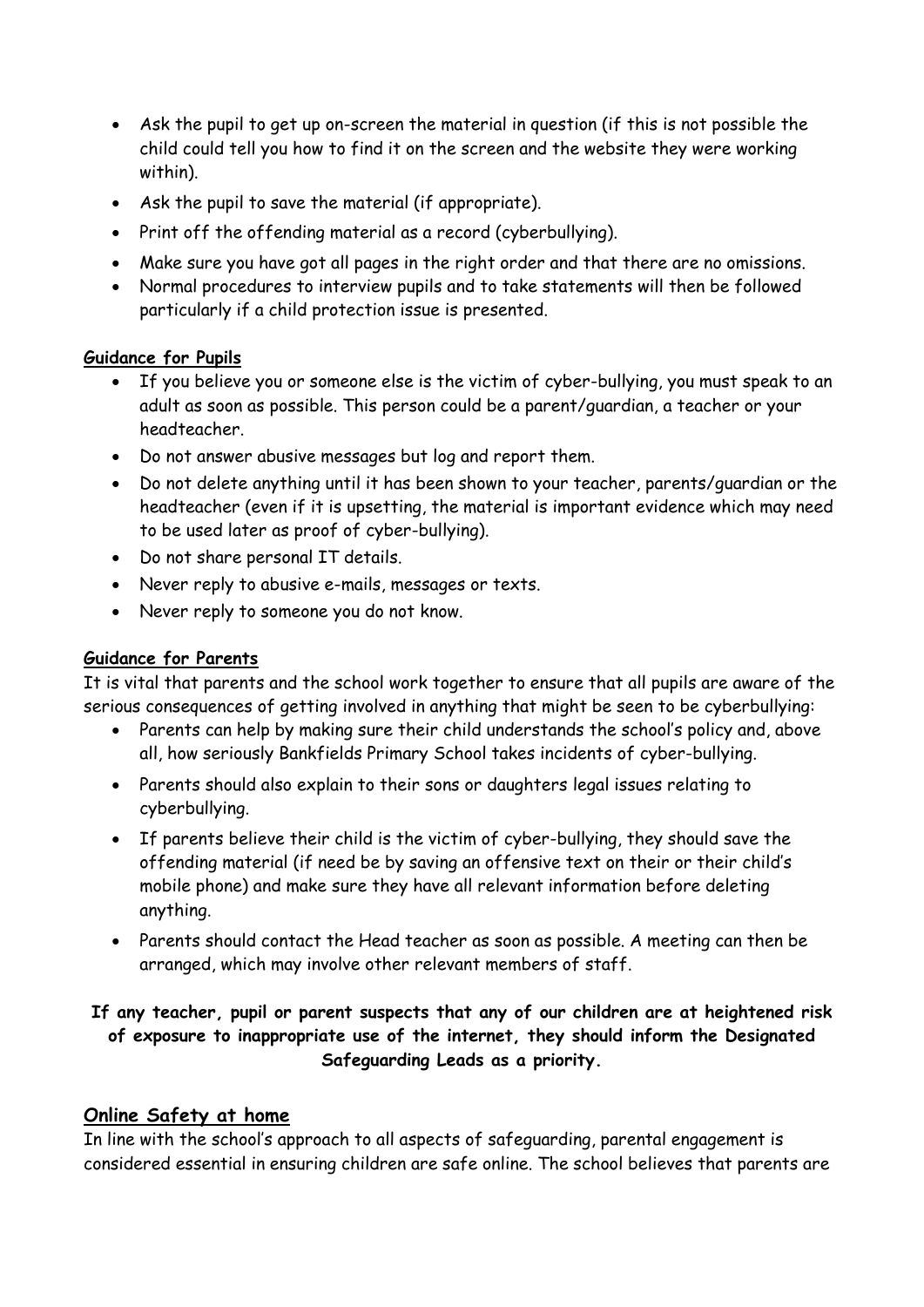- Ask the pupil to get up on-screen the material in question (if this is not possible the child could tell you how to find it on the screen and the website they were working within).
- Ask the pupil to save the material (if appropriate).
- Print off the offending material as a record (cyberbullying).
- Make sure you have got all pages in the right order and that there are no omissions.
- Normal procedures to interview pupils and to take statements will then be followed particularly if a child protection issue is presented.

**Guidance for Pupils**

- If you believe you or someone else is the victim of cyber-bullying, you must speak to an adult as soon as possible. This person could be a parent/guardian, a teacher or your headteacher.
- Do not answer abusive messages but log and report them.
- Do not delete anything until it has been shown to your teacher, parents/guardian or the headteacher (even if it is upsetting, the material is important evidence which may need to be used later as proof of cyber-bullying).
- Do not share personal IT details.
- Never reply to abusive e-mails, messages or texts.
- Never reply to someone you do not know.

**Guidance for Parents**

It is vital that parents and the school work together to ensure that all pupils are aware of the serious consequences of getting involved in anything that might be seen to be cyberbullying:

- Parents can help by making sure their child understands the school's policy and, above all, how seriously Bankfields Primary School takes incidents of cyber-bullying.
- Parents should also explain to their sons or daughters legal issues relating to cyberbullying.
- If parents believe their child is the victim of cyber-bullying, they should save the offending material (if need be by saving an offensive text on their or their child's mobile phone) and make sure they have all relevant information before deleting anything.
- Parents should contact the Head teacher as soon as possible. A meeting can then be arranged, which may involve other relevant members of staff.

**If any teacher, pupil or parent suspects that any of our children are at heightened risk of exposure to inappropriate use of the internet, they should inform the Designated Safeguarding Leads as a priority.**

## Online Safety at home

In line with the school's approach to all aspects of safeguarding, parental engagement is considered essential in ensuring children are safe online. The school believes that parents are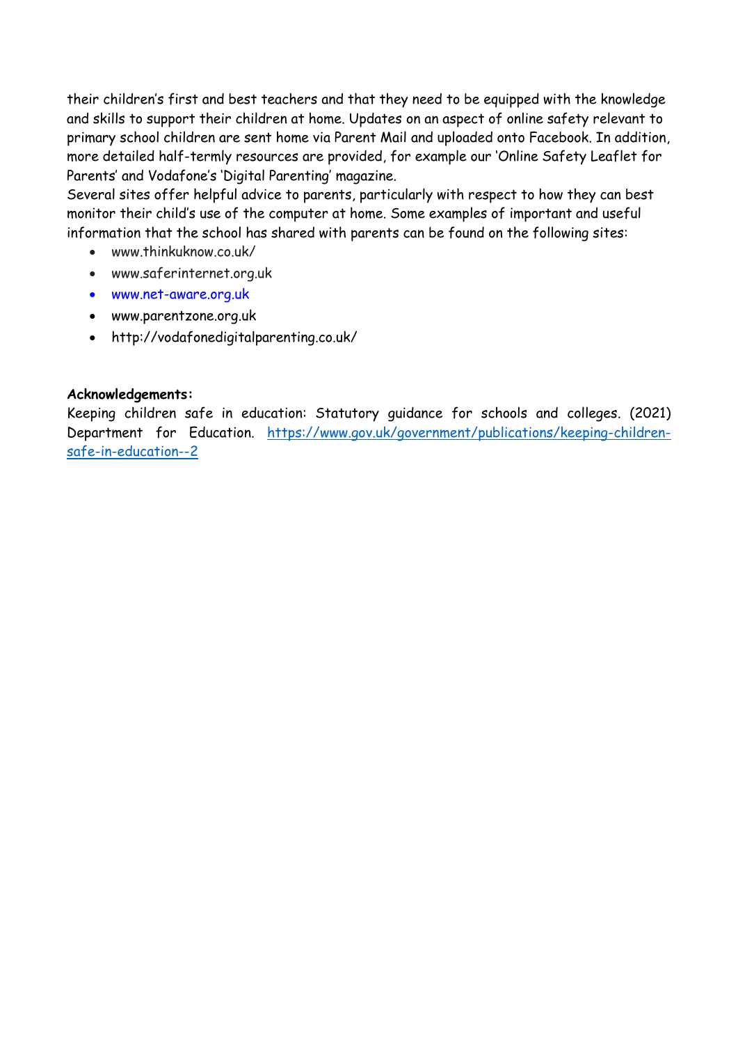their children's first and best teachers and that they need to be equipped with the knowledge and skills to support their children at home. Updates on an aspect of online safety relevant to primary school children are sent home via Parent Mail and uploaded onto Facebook. In addition, more detailed half-termly resources are provided, for example our 'Online Safety Leaflet for Parents' and Vodafone's 'Digital Parenting' magazine.

Several sites offer helpful advice to parents, particularly with respect to how they can best monitor their child's use of the computer at home. Some examples of important and useful information that the school has shared with parents can be found on the following sites:

- www.thinkuknow.co.uk/
- www.saferinternet.org.uk
- www.net-aware.org.uk
- www.parentzone.org.uk
- http://vodafonedigitalparenting.co.uk/

**Acknowledgements:**

Keeping children safe in education: Statutory guidance for schools and colleges. (2021) Department for Education. https://www.gov.uk/government/publications/keeping-children-safe-in-education--2